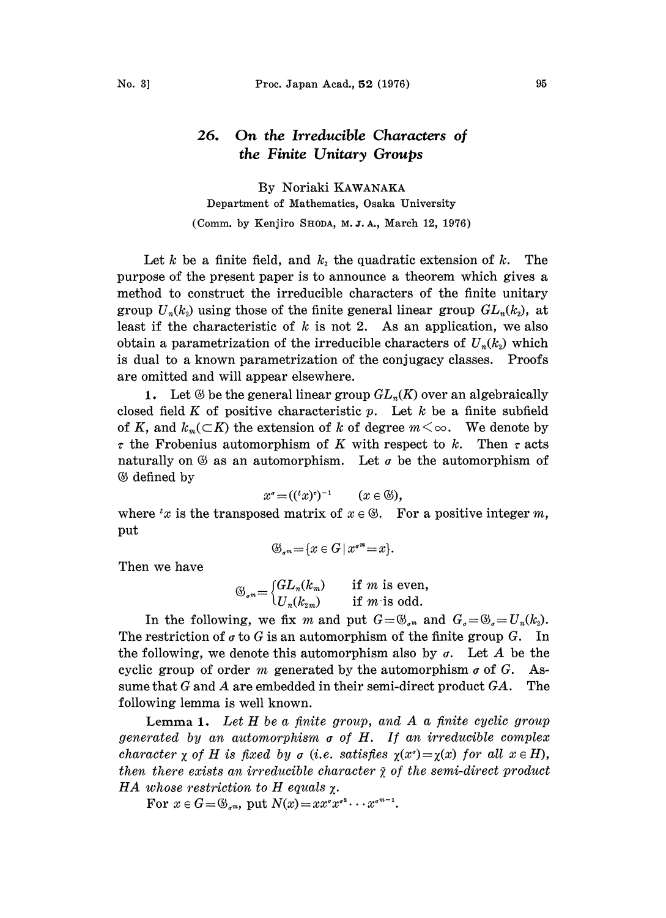# 26. On the Irreducible Characters of the Finite Unitary Groups

By Noriaki KAWANAKA

Department of Mathematics, Osaka University

(Comm. by Kenjiro SHODA, M. J. A., March 12, 1976)

Let $k$ be a finite field, and $k_2$ the quadratic extension of $k$. The purpose of the present paper is to announce a theorem which gives a method to construct the irreducible characters of the finite unitary group $U_n(k_2)$ using those of the finite general linear group $GL_n(k_2)$, at least if the characteristic of $k$ is not 2. As an application, we also obtain a parametrization of the irreducible characters of $U_n(k_2)$ which is dual to a known parametrization of the conjugacy classes. Proofs are omitted and will appear elsewhere.

**1.** Let $\mathfrak{G}$ be the general linear group $GL_n(K)$ over an algebraically closed field $K$ of positive characteristic $p$. Let $k$ be a finite subfield of $K$, and $k_m(\subset K)$ the extension of $k$ of degree $m<\infty$. We denote by $\tau$ the Frobenius automorphism of $K$ with respect to $k$. Then $\tau$ acts naturally on $\mathfrak{G}$ as an automorphism. Let $\sigma$ be the automorphism of $\mathfrak{G}$ defined by

$$x^\sigma=(({}^t x)^\tau)^{-1} \qquad (x \in \mathfrak{G}),$$

where ${}^t x$ is the transposed matrix of $x \in \mathfrak{G}$. For a positive integer $m$, put

$$\mathfrak{G}_{\sigma^m}=\{x \in G \mid x^{\sigma^m}=x\}.$$

Then we have

$$\mathfrak{G}_{\sigma^m}=\begin{cases} GL_n(k_m) & \text{if } m \text{ is even,} \\ U_n(k_{2m}) & \text{if } m \text{ is odd.} \end{cases}$$

In the following, we fix $m$ and put $G=\mathfrak{G}_{\sigma^m}$ and $G_\sigma=\mathfrak{G}_\sigma=U_n(k_2)$. The restriction of $\sigma$ to $G$ is an automorphism of the finite group $G$. In the following, we denote this automorphism also by $\sigma$. Let $A$ be the cyclic group of order $m$ generated by the automorphism $\sigma$ of $G$. Assume that $G$ and $A$ are embedded in their semi-direct product $GA$. The following lemma is well known.

**Lemma 1.** *Let $H$ be a finite group, and $A$ a finite cyclic group generated by an automorphism $\sigma$ of $H$. If an irreducible complex character $\chi$ of $H$ is fixed by $\sigma$ (i.e. satisfies $\chi(x^\sigma)=\chi(x)$ for all $x \in H$), then there exists an irreducible character $\tilde{\chi}$ of the semi-direct product $HA$ whose restriction to $H$ equals $\chi$.*

For $x \in G=\mathfrak{G}_{\sigma^m}$, put $N(x)=xx^\sigma x^{\sigma^2}\cdots x^{\sigma^{m-1}}$.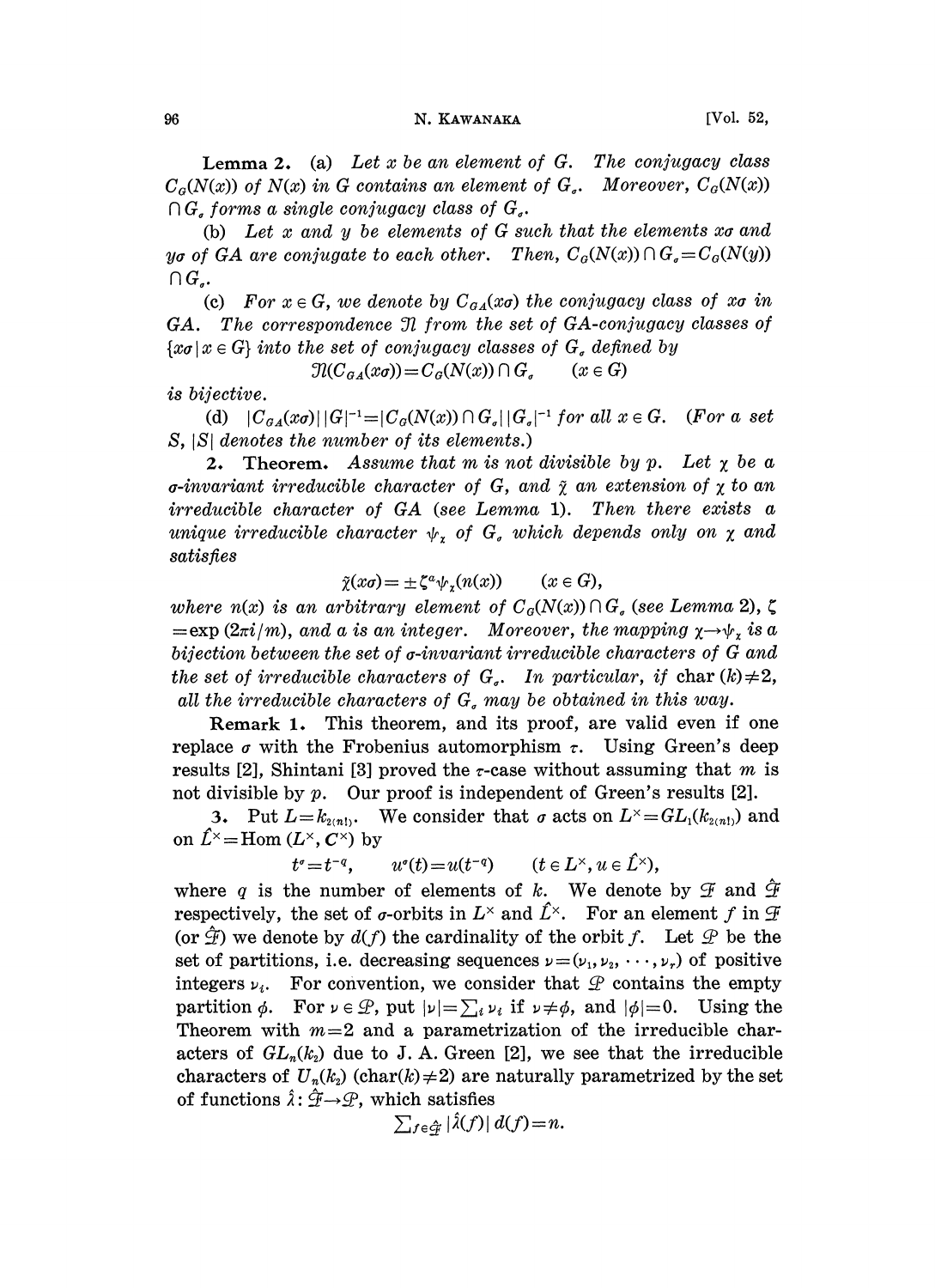**Lemma 2.** (a) *Let $x$ be an element of $G$. The conjugacy class $C_G(N(x))$ of $N(x)$ in $G$ contains an element of $G_\sigma$. Moreover, $C_G(N(x)) \cap G_\sigma$ forms a single conjugacy class of $G_\sigma$.*

(b) *Let $x$ and $y$ be elements of $G$ such that the elements $x\sigma$ and $y\sigma$ of $GA$ are conjugate to each other. Then, $C_G(N(x)) \cap G_\sigma = C_G(N(y)) \cap G_\sigma$.*

(c) *For $x \in G$, we denote by $C_{GA}(x\sigma)$ the conjugacy class of $x\sigma$ in $GA$. The correspondence $\mathfrak{N}$ from the set of $GA$-conjugacy classes of $\{x\sigma \mid x \in G\}$ into the set of conjugacy classes of $G_\sigma$ defined by*

$$\mathfrak{N}(C_{GA}(x\sigma)) = C_G(N(x)) \cap G_\sigma \qquad (x \in G)$$

*is bijective.*

(d) *$|C_{GA}(x\sigma)|\,|G|^{-1} = |C_G(N(x)) \cap G_\sigma|\,|G_\sigma|^{-1}$ for all $x \in G$. (For a set $S$, $|S|$ denotes the number of its elements.)*

**2. Theorem.** *Assume that $m$ is not divisible by $p$. Let $\chi$ be a $\sigma$-invariant irreducible character of $G$, and $\tilde{\chi}$ an extension of $\chi$ to an irreducible character of $GA$ (see Lemma 1). Then there exists a unique irreducible character $\psi_\chi$ of $G_\sigma$ which depends only on $\chi$ and satisfies*

$$\tilde{\chi}(x\sigma) = \pm \zeta^a \psi_\chi(n(x)) \qquad (x \in G),$$

*where $n(x)$ is an arbitrary element of $C_G(N(x)) \cap G_\sigma$ (see Lemma 2), $\zeta = \exp(2\pi i/m)$, and $a$ is an integer. Moreover, the mapping $\chi \to \psi_\chi$ is a bijection between the set of $\sigma$-invariant irreducible characters of $G$ and the set of irreducible characters of $G_\sigma$. In particular, if $\mathrm{char}\,(k) \neq 2$, all the irreducible characters of $G_\sigma$ may be obtained in this way.*

**Remark 1.** This theorem, and its proof, are valid even if one replace $\sigma$ with the Frobenius automorphism $\tau$. Using Green's deep results [2], Shintani [3] proved the $\tau$-case without assuming that $m$ is not divisible by $p$. Our proof is independent of Green's results [2].

**3.** Put $L = k_{2(n!)}$. We consider that $\sigma$ acts on $L^\times = GL_1(k_{2(n!)})$ and on $\hat{L}^\times = \mathrm{Hom}\,(L^\times, \boldsymbol{C}^\times)$ by

$$t^\sigma = t^{-q}, \qquad u^\sigma(t) = u(t^{-q}) \qquad (t \in L^\times, u \in \hat{L}^\times),$$

where $q$ is the number of elements of $k$. We denote by $\mathcal{F}$ and $\hat{\mathcal{F}}$ respectively, the set of $\sigma$-orbits in $L^\times$ and $\hat{L}^\times$. For an element $f$ in $\mathcal{F}$ (or $\hat{\mathcal{F}}$) we denote by $d(f)$ the cardinality of the orbit $f$. Let $\mathcal{P}$ be the set of partitions, i.e. decreasing sequences $\nu = (\nu_1, \nu_2, \cdots, \nu_r)$ of positive integers $\nu_i$. For convention, we consider that $\mathcal{P}$ contains the empty partition $\phi$. For $\nu \in \mathcal{P}$, put $|\nu| = \sum_i \nu_i$ if $\nu \neq \phi$, and $|\phi| = 0$. Using the Theorem with $m=2$ and a parametrization of the irreducible characters of $GL_n(k_2)$ due to J. A. Green [2], we see that the irreducible characters of $U_n(k_2)$ ($\mathrm{char}(k) \neq 2$) are naturally parametrized by the set of functions $\hat{\lambda} : \hat{\mathcal{F}} \to \mathcal{P}$, which satisfies

$$\textstyle\sum_{f \in \hat{\mathcal{F}}} |\hat{\lambda}(f)|\, d(f) = n.$$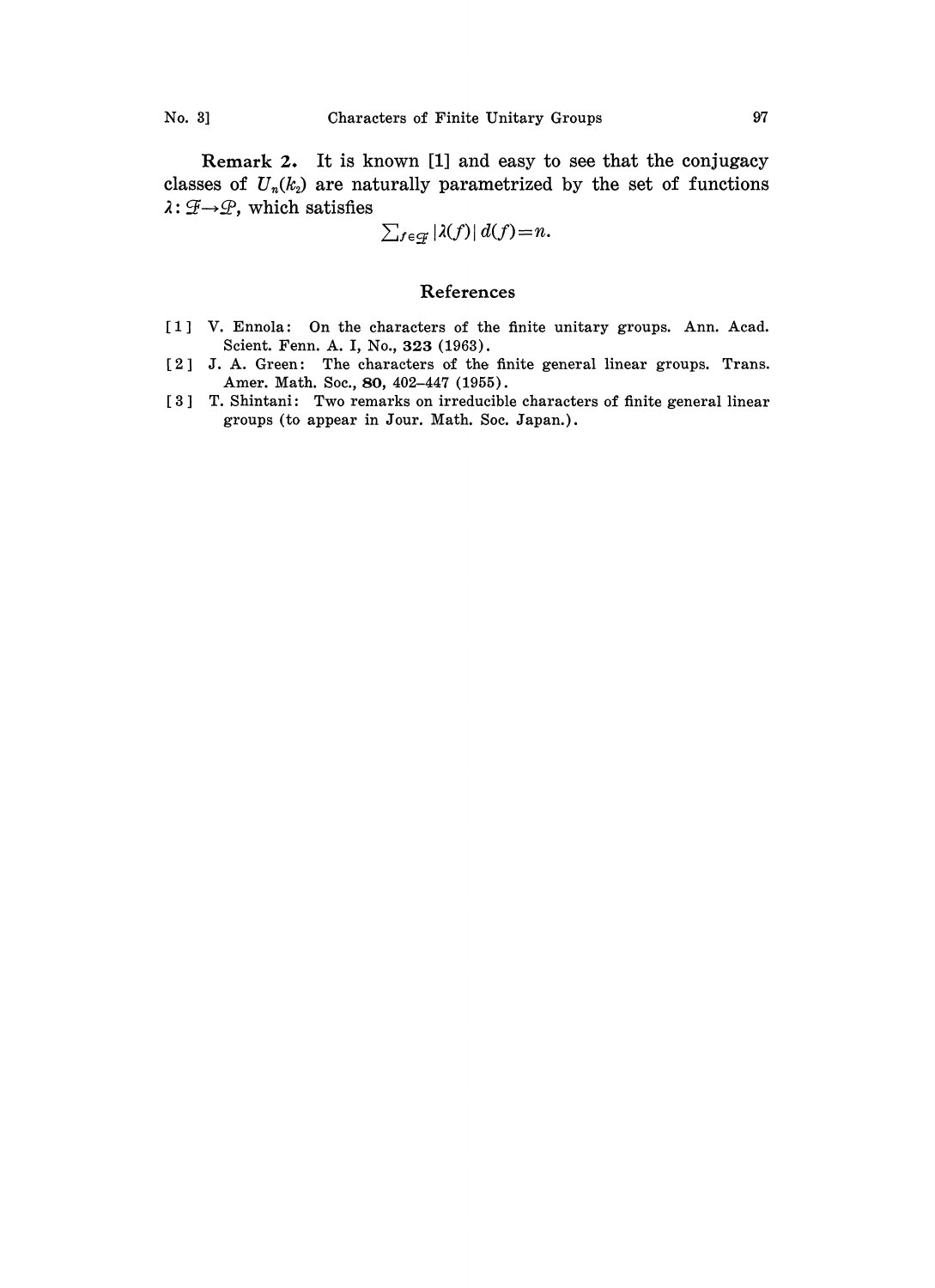**Remark 2.** It is known [1] and easy to see that the conjugacy classes of $U_n(k_2)$ are naturally parametrized by the set of functions $\lambda: \mathcal{F} \to \mathcal{P}$, which satisfies

$$\sum_{f \in \mathcal{F}} |\lambda(f)|\, d(f) = n.$$

## References

[1] V. Ennola: On the characters of the finite unitary groups. Ann. Acad. Scient. Fenn. A. I, No., **323** (1963).

[2] J. A. Green: The characters of the finite general linear groups. Trans. Amer. Math. Soc., **80**, 402–447 (1955).

[3] T. Shintani: Two remarks on irreducible characters of finite general linear groups (to appear in Jour. Math. Soc. Japan.).